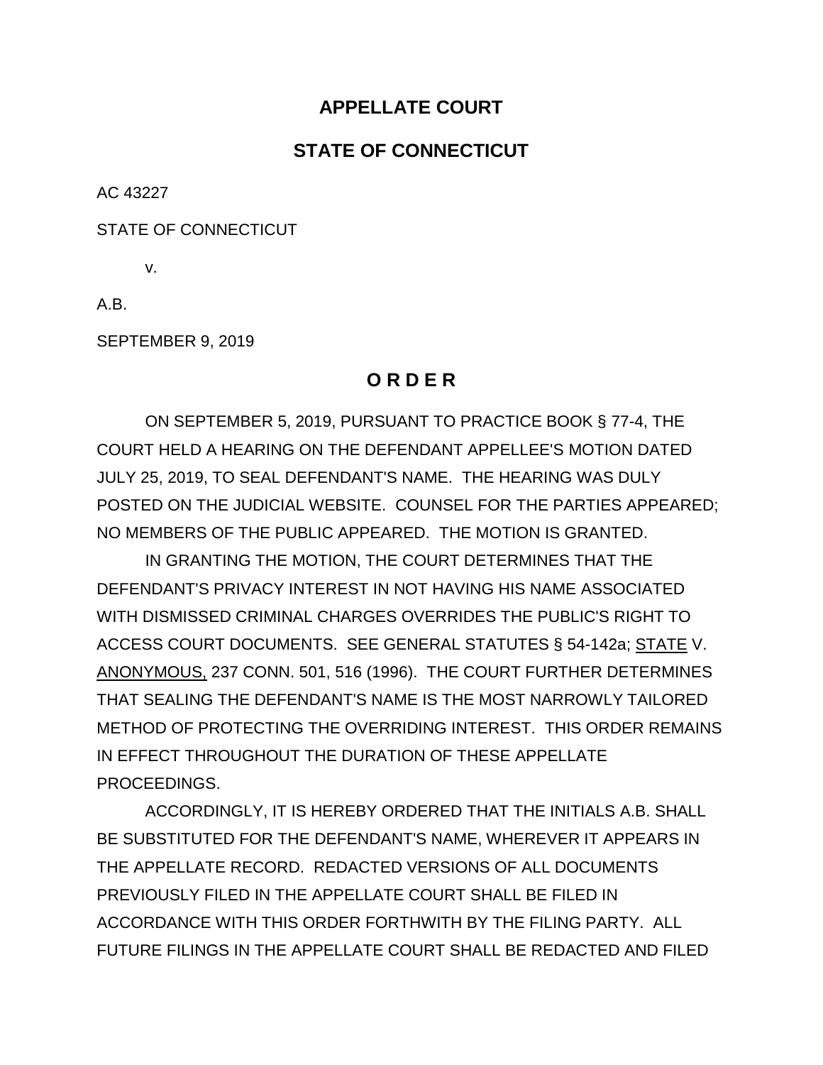# APPELLATE COURT

## STATE OF CONNECTICUT

AC 43227

STATE OF CONNECTICUT

v.

A.B.

SEPTEMBER 9, 2019

### O R D E R

ON SEPTEMBER 5, 2019, PURSUANT TO PRACTICE BOOK § 77-4, THE COURT HELD A HEARING ON THE DEFENDANT APPELLEE'S MOTION DATED JULY 25, 2019, TO SEAL DEFENDANT'S NAME. THE HEARING WAS DULY POSTED ON THE JUDICIAL WEBSITE. COUNSEL FOR THE PARTIES APPEARED; NO MEMBERS OF THE PUBLIC APPEARED. THE MOTION IS GRANTED.

IN GRANTING THE MOTION, THE COURT DETERMINES THAT THE DEFENDANT'S PRIVACY INTEREST IN NOT HAVING HIS NAME ASSOCIATED WITH DISMISSED CRIMINAL CHARGES OVERRIDES THE PUBLIC'S RIGHT TO ACCESS COURT DOCUMENTS. SEE GENERAL STATUTES § 54-142a; STATE V. ANONYMOUS, 237 CONN. 501, 516 (1996). THE COURT FURTHER DETERMINES THAT SEALING THE DEFENDANT'S NAME IS THE MOST NARROWLY TAILORED METHOD OF PROTECTING THE OVERRIDING INTEREST. THIS ORDER REMAINS IN EFFECT THROUGHOUT THE DURATION OF THESE APPELLATE PROCEEDINGS.

ACCORDINGLY, IT IS HEREBY ORDERED THAT THE INITIALS A.B. SHALL BE SUBSTITUTED FOR THE DEFENDANT'S NAME, WHEREVER IT APPEARS IN THE APPELLATE RECORD. REDACTED VERSIONS OF ALL DOCUMENTS PREVIOUSLY FILED IN THE APPELLATE COURT SHALL BE FILED IN ACCORDANCE WITH THIS ORDER FORTHWITH BY THE FILING PARTY. ALL FUTURE FILINGS IN THE APPELLATE COURT SHALL BE REDACTED AND FILED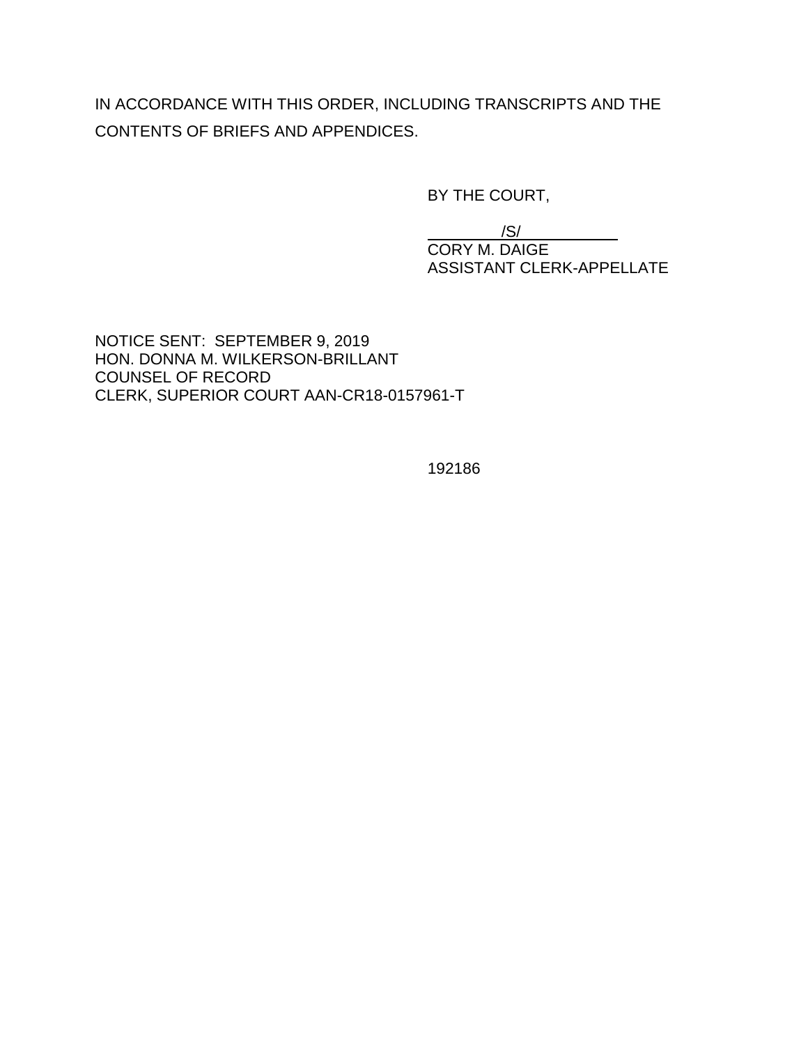IN ACCORDANCE WITH THIS ORDER, INCLUDING TRANSCRIPTS AND THE CONTENTS OF BRIEFS AND APPENDICES.

BY THE COURT,

/S/
CORY M. DAIGE
ASSISTANT CLERK-APPELLATE

NOTICE SENT: SEPTEMBER 9, 2019
HON. DONNA M. WILKERSON-BRILLANT
COUNSEL OF RECORD
CLERK, SUPERIOR COURT AAN-CR18-0157961-T

192186